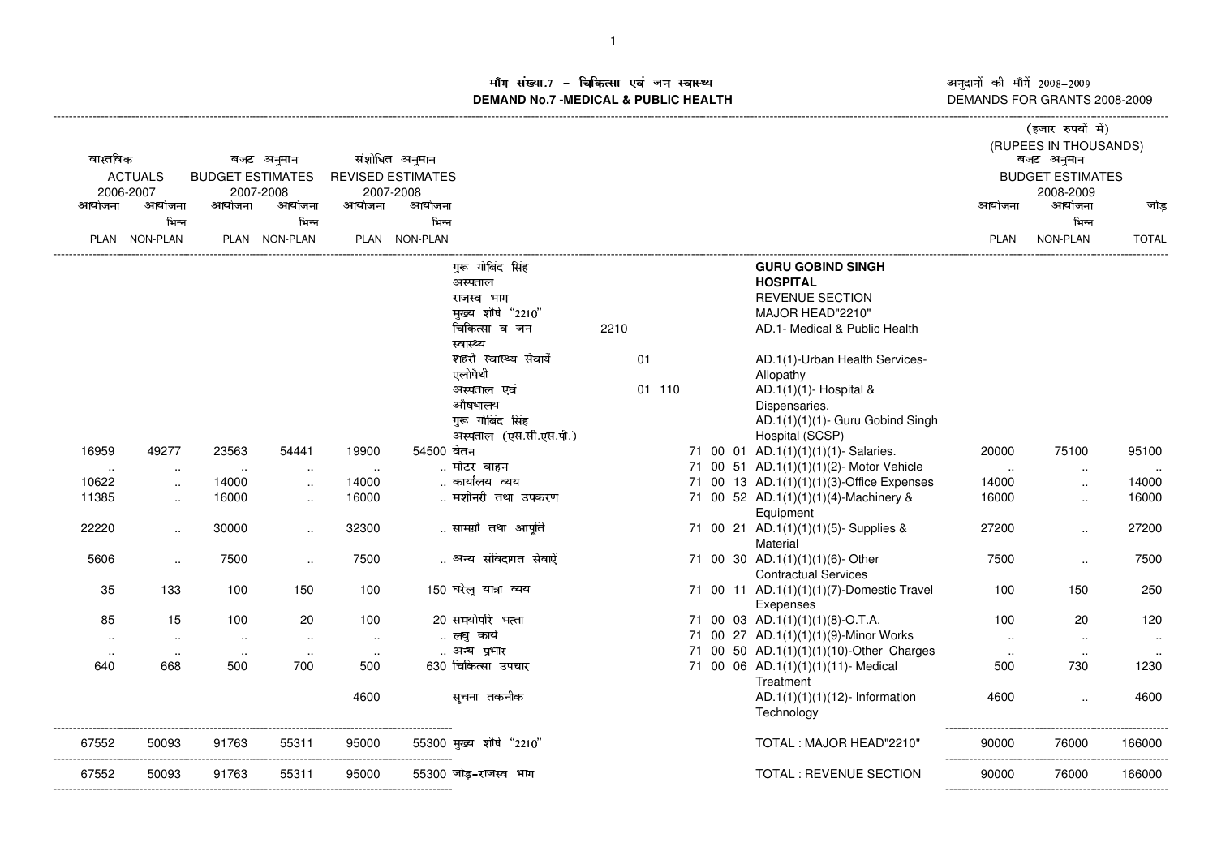## माँग संख्या.7 - चिकित्सा एवं जन स्वास्थ्य
## DEMAND No.7 -MEDICAL & PUBLIC HEALTH

अनुदानों की माँगें 2008-2009
DEMANDS FOR GRANTS 2008-2009

(हजार रुपयों में)
(RUPEES IN THOUSANDS)

| वास्तविक ACTUALS 2006-2007 | | बजट अनुमान BUDGET ESTIMATES 2007-2008 | | संशोधित अनुमान REVISED ESTIMATES 2007-2008 | | | | | बजट अनुमान BUDGET ESTIMATES 2008-2009 | | |
|---|---|---|---|---|---|---|---|---|---|---|---|
| आयोजना PLAN | आयोजना भिन्न NON-PLAN | आयोजना PLAN | आयोजना भिन्न NON-PLAN | आयोजना PLAN | आयोजना भिन्न NON-PLAN | | | | आयोजना PLAN | आयोजना भिन्न NON-PLAN | जोड़ TOTAL |
| | | | | | | गुरू गोबिंद सिंह अस्पताल | | **GURU GOBIND SINGH HOSPITAL** | | | |
| | | | | | | राजस्व भाग | | REVENUE SECTION | | | |
| | | | | | | मुख्य शीर्ष "2210" | | MAJOR HEAD"2210" | | | |
| | | | | | | चिकित्सा व जन स्वास्थ्य | 2210 | AD.1- Medical & Public Health | | | |
| | | | | | | शहरी स्वास्थ्य सेवायें एलोपैथी | 01 | AD.1(1)-Urban Health Services-Allopathy | | | |
| | | | | | | अस्पताल एवं औषधालय | 01 110 | AD.1(1)(1)- Hospital & Dispensaries. | | | |
| | | | | | | गुरू गोबिंद सिंह अस्पताल (एस.सी.एस.पी.) | | AD.1(1)(1)(1)- Guru Gobind Singh Hospital (SCSP) | | | |
| 16959 | 49277 | 23563 | 54441 | 19900 | 54500 | वेतन | 71 00 01 | AD.1(1)(1)(1)(1)- Salaries. | 20000 | 75100 | 95100 |
| .. | .. | .. | .. | .. | .. | मोटर वाहन | 71 00 51 | AD.1(1)(1)(1)(2)- Motor Vehicle | .. | .. | .. |
| 10622 | .. | 14000 | .. | 14000 | .. | कार्यालय व्यय | 71 00 13 | AD.1(1)(1)(1)(3)-Office Expenses | 14000 | .. | 14000 |
| 11385 | .. | 16000 | .. | 16000 | .. | मशीनरी तथा उपकरण | 71 00 52 | AD.1(1)(1)(1)(4)-Machinery & Equipment | 16000 | .. | 16000 |
| 22220 | .. | 30000 | .. | 32300 | .. | सामग्री तथा आपूर्ति | 71 00 21 | AD.1(1)(1)(1)(5)- Supplies & Material | 27200 | .. | 27200 |
| 5606 | .. | 7500 | .. | 7500 | .. | अन्य संविदागत सेवाऐं | 71 00 30 | AD.1(1)(1)(1)(6)- Other Contractual Services | 7500 | .. | 7500 |
| 35 | 133 | 100 | 150 | 100 | 150 | घरेलू यात्रा व्यय | 71 00 11 | AD.1(1)(1)(1)(7)-Domestic Travel Exepenses | 100 | 150 | 250 |
| 85 | 15 | 100 | 20 | 100 | 20 | समयोपरि भत्ता | 71 00 03 | AD.1(1)(1)(1)(8)-O.T.A. | 100 | 20 | 120 |
| .. | .. | .. | .. | .. | .. | लघु कार्य | 71 00 27 | AD.1(1)(1)(1)(9)-Minor Works | .. | .. | .. |
| .. | .. | .. | .. | .. | .. | अन्य प्रभार | 71 00 50 | AD.1(1)(1)(1)(10)-Other Charges | .. | .. | .. |
| 640 | 668 | 500 | 700 | 500 | 630 | चिकित्सा उपचार | 71 00 06 | AD.1(1)(1)(1)(11)- Medical Treatment | 500 | 730 | 1230 |
| | | | | 4600 | | सूचना तकनीक | | AD.1(1)(1)(1)(12)- Information Technology | 4600 | .. | 4600 |
| 67552 | 50093 | 91763 | 55311 | 95000 | 55300 | मुख्य शीर्ष "2210" | | TOTAL : MAJOR HEAD"2210" | 90000 | 76000 | 166000 |
| 67552 | 50093 | 91763 | 55311 | 95000 | 55300 | जोड़-राजस्व भाग | | TOTAL : REVENUE SECTION | 90000 | 76000 | 166000 |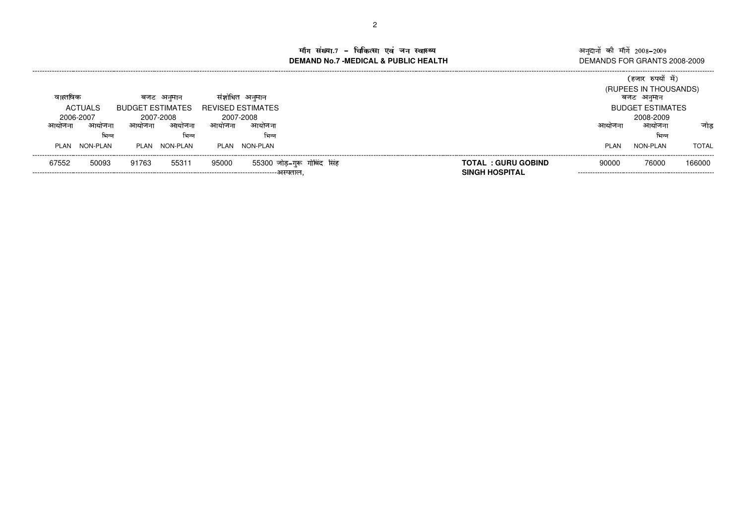# माँग संख्या.7 - चिकित्सा एवं जन स्वास्थ्य
# DEMAND No.7 -MEDICAL & PUBLIC HEALTH

अनुदानों की माँगें 2008-2009
DEMANDS FOR GRANTS 2008-2009

(हजार रुपयों में)
(RUPEES IN THOUSANDS)

| वास्तविक ACTUALS 2006-2007 | | बजट अनुमान BUDGET ESTIMATES 2007-2008 | | संशोधित अनुमान REVISED ESTIMATES 2007-2008 | | | | बजट अनुमान BUDGET ESTIMATES 2008-2009 | | |
|---|---|---|---|---|---|---|---|---|---|---|
| आयोजना PLAN | आयोजना भिन्न NON-PLAN | आयोजना PLAN | आयोजना भिन्न NON-PLAN | आयोजना PLAN | आयोजना भिन्न NON-PLAN | | | आयोजना PLAN | आयोजना भिन्न NON-PLAN | जोड़ TOTAL |
| 67552 | 50093 | 91763 | 55311 | 95000 | 55300 | जोड़-गुरू गोबिंद सिंह अस्पताल, | **TOTAL : GURU GOBIND SINGH HOSPITAL** | 90000 | 76000 | 166000 |